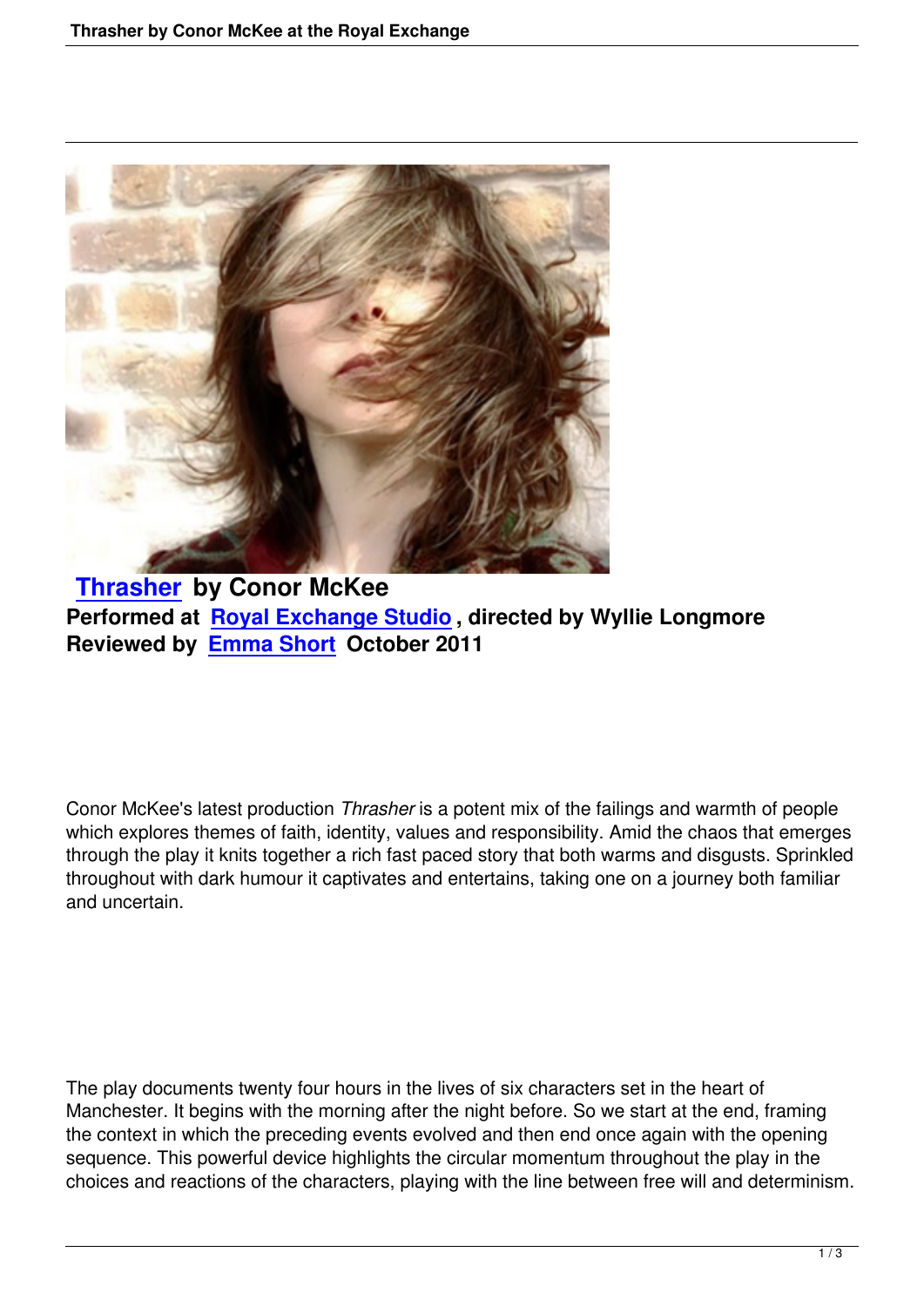**Thrasher by Conor McKee**
**Performed at Royal Exchange Studio, directed by Wyllie Longmore**
**Reviewed by Emma Short October 2011**

Conor McKee's latest production *Thrasher* is a potent mix of the failings and warmth of people which explores themes of faith, identity, values and responsibility. Amid the chaos that emerges through the play it knits together a rich fast paced story that both warms and disgusts. Sprinkled throughout with dark humour it captivates and entertains, taking one on a journey both familiar and uncertain.

The play documents twenty four hours in the lives of six characters set in the heart of Manchester. It begins with the morning after the night before. So we start at the end, framing the context in which the preceding events evolved and then end once again with the opening sequence. This powerful device highlights the circular momentum throughout the play in the choices and reactions of the characters, playing with the line between free will and determinism.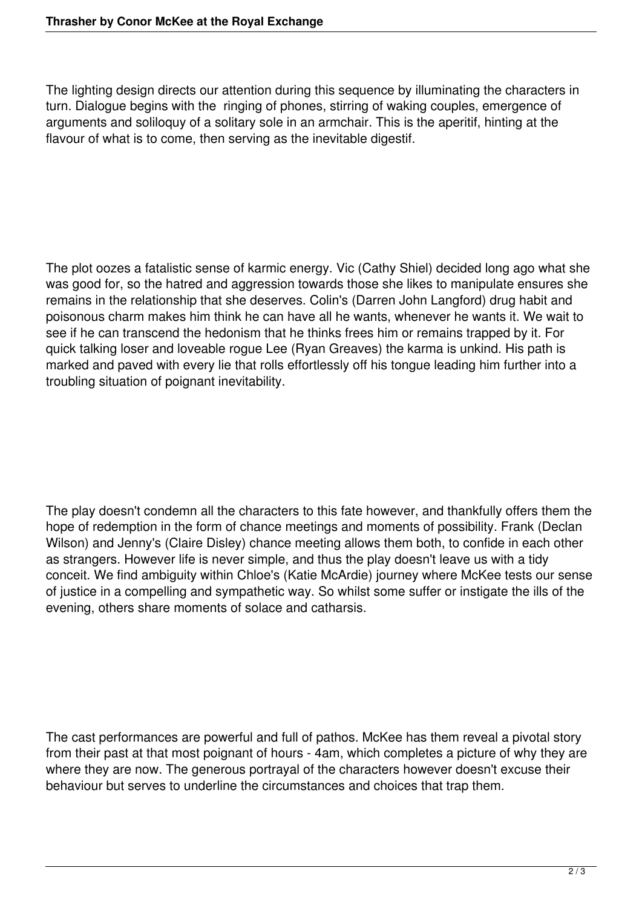The lighting design directs our attention during this sequence by illuminating the characters in turn. Dialogue begins with the  ringing of phones, stirring of waking couples, emergence of arguments and soliloquy of a solitary sole in an armchair. This is the aperitif, hinting at the flavour of what is to come, then serving as the inevitable digestif.

The plot oozes a fatalistic sense of karmic energy. Vic (Cathy Shiel) decided long ago what she was good for, so the hatred and aggression towards those she likes to manipulate ensures she remains in the relationship that she deserves. Colin's (Darren John Langford) drug habit and poisonous charm makes him think he can have all he wants, whenever he wants it. We wait to see if he can transcend the hedonism that he thinks frees him or remains trapped by it. For quick talking loser and loveable rogue Lee (Ryan Greaves) the karma is unkind. His path is marked and paved with every lie that rolls effortlessly off his tongue leading him further into a troubling situation of poignant inevitability.

The play doesn't condemn all the characters to this fate however, and thankfully offers them the hope of redemption in the form of chance meetings and moments of possibility. Frank (Declan Wilson) and Jenny's (Claire Disley) chance meeting allows them both, to confide in each other as strangers. However life is never simple, and thus the play doesn't leave us with a tidy conceit. We find ambiguity within Chloe's (Katie McArdie) journey where McKee tests our sense of justice in a compelling and sympathetic way. So whilst some suffer or instigate the ills of the evening, others share moments of solace and catharsis.

The cast performances are powerful and full of pathos. McKee has them reveal a pivotal story from their past at that most poignant of hours - 4am, which completes a picture of why they are where they are now. The generous portrayal of the characters however doesn't excuse their behaviour but serves to underline the circumstances and choices that trap them.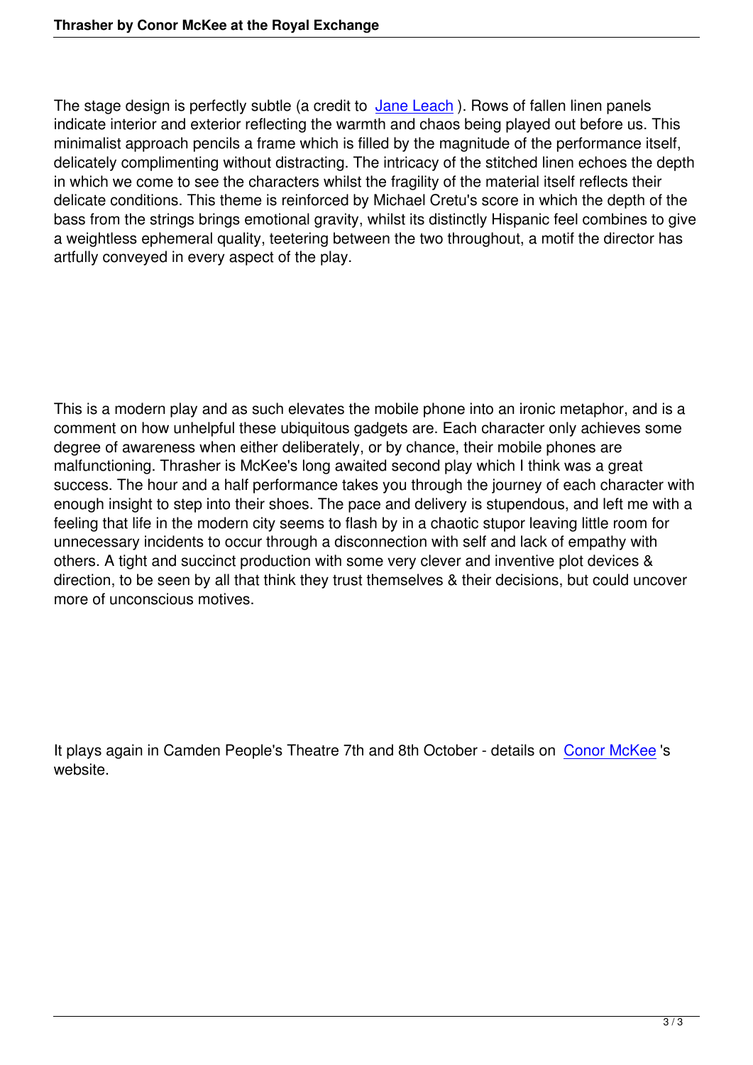The stage design is perfectly subtle (a credit to Jane Leach ). Rows of fallen linen panels indicate interior and exterior reflecting the warmth and chaos being played out before us. This minimalist approach pencils a frame which is filled by the magnitude of the performance itself, delicately complimenting without distracting. The intricacy of the stitched linen echoes the depth in which we come to see the characters whilst the fragility of the material itself reflects their delicate conditions. This theme is reinforced by Michael Cretu's score in which the depth of the bass from the strings brings emotional gravity, whilst its distinctly Hispanic feel combines to give a weightless ephemeral quality, teetering between the two throughout, a motif the director has artfully conveyed in every aspect of the play.

This is a modern play and as such elevates the mobile phone into an ironic metaphor, and is a comment on how unhelpful these ubiquitous gadgets are. Each character only achieves some degree of awareness when either deliberately, or by chance, their mobile phones are malfunctioning. Thrasher is McKee's long awaited second play which I think was a great success. The hour and a half performance takes you through the journey of each character with enough insight to step into their shoes. The pace and delivery is stupendous, and left me with a feeling that life in the modern city seems to flash by in a chaotic stupor leaving little room for unnecessary incidents to occur through a disconnection with self and lack of empathy with others. A tight and succinct production with some very clever and inventive plot devices & direction, to be seen by all that think they trust themselves & their decisions, but could uncover more of unconscious motives.

It plays again in Camden People's Theatre 7th and 8th October - details on Conor McKee 's website.